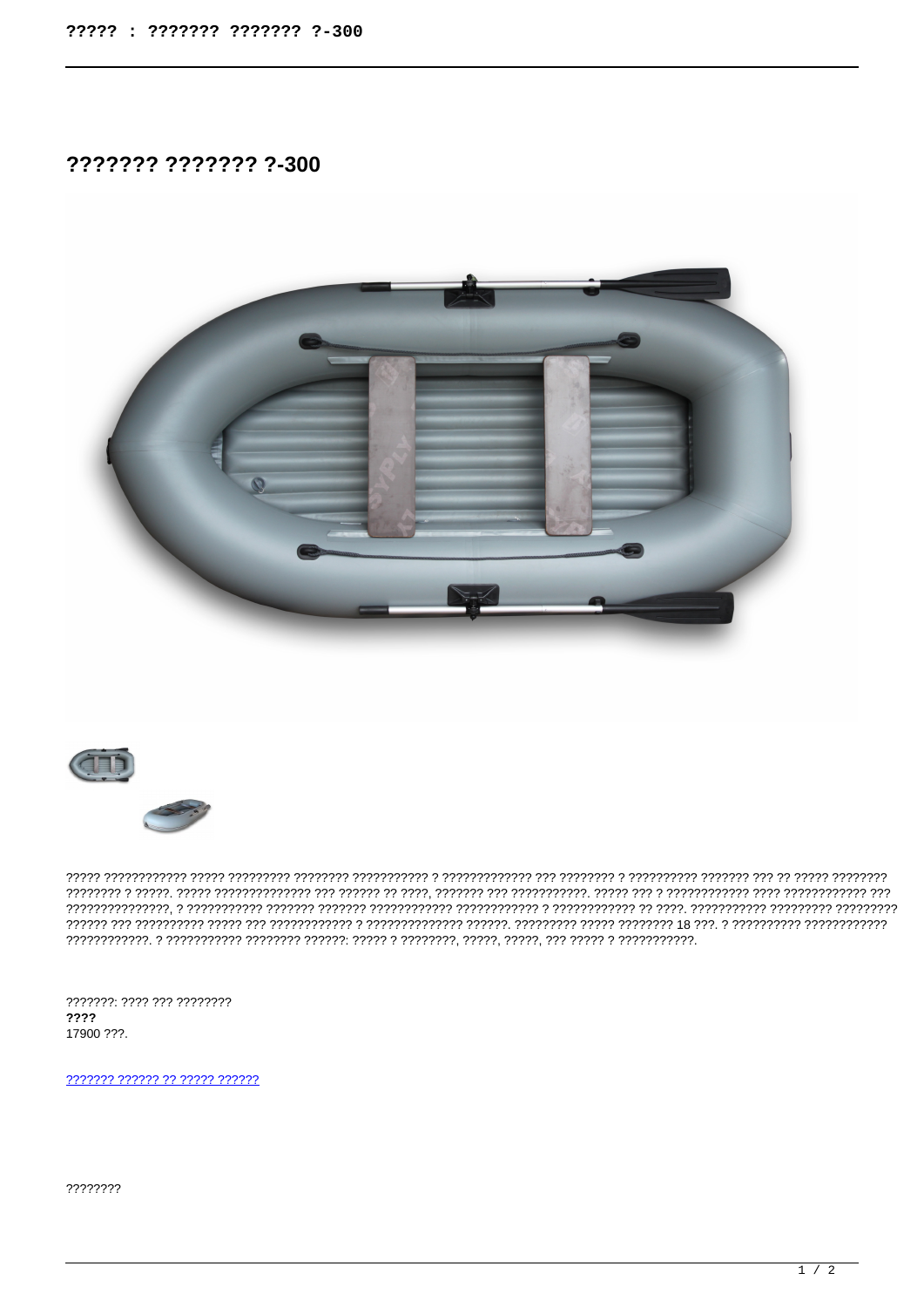# ??????? ??????? ?-300

????? ???????????? ????? ????????? ???????? ??????????? ? ????????????? ??? ???????? ? ?????????? ??????? ??? ?? ????? ???????? ???????? ? ?????. ????? ?????????????? ??? ?????? ?? ????, ??????? ??? ???????????. ????? ??? ? ??????????? ???? ???????????? ??? ???????????????, ? ??????????? ??????? ??????? ??????????? ???????????? ? ???????????? ?? ????. ??????????? ????????? ????????? ?????? ??? ????????? ????? ??? ???????????? ? ?????????????? ??????. ????????? ????? ???????? 18 ???. ? ?????????? ???????????? ????????????. ? ??????????? ???????? ??????: ????? ? ????????, ?????, ?????, ??? ????? ? ???????????.

???????: ???? ??? ????????
**????**
17900 ???.

[??????? ?????? ?? ????? ??????]()

????????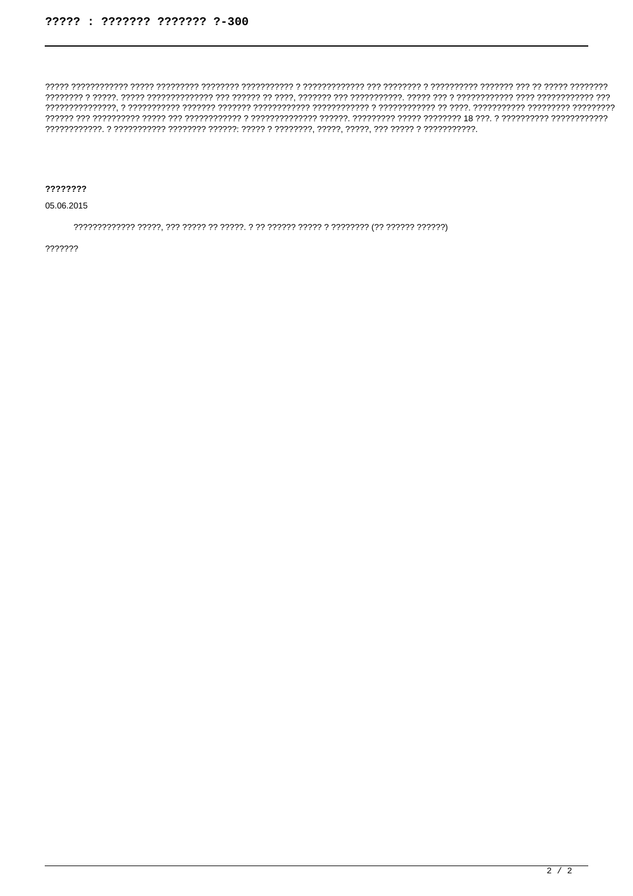????? ???????????? ????? ????????? ???????? ??????????? ? ????????????? ??? ???????? ? ?????????? ??????? ??? ?? ????? ???????? ???????? ? ?????. ????? ?????????????? ??? ?????? ?? ????, ??????? ??? ???????????. ????? ??? ? ???????????? ???? ???????????? ??? ???????????????, ? ??????????? ??????? ??????? ???????????? ???????????? ? ???????????? ?? ????. ??????????? ????????? ????????? ?????? ??? ?????????? ????? ??? ???????????? ? ?????????????? ??????. ????????? ????? ???????? 18 ???. ? ?????????? ???????????? ????????????. ? ??????????? ???????? ??????: ????? ? ????????, ?????, ?????, ??? ????? ? ???????????.

**????????**

05.06.2015

?????????????? ?????, ??? ????? ?? ?????. ? ?? ?????? ????? ? ???????? (?? ?????? ??????)

???????